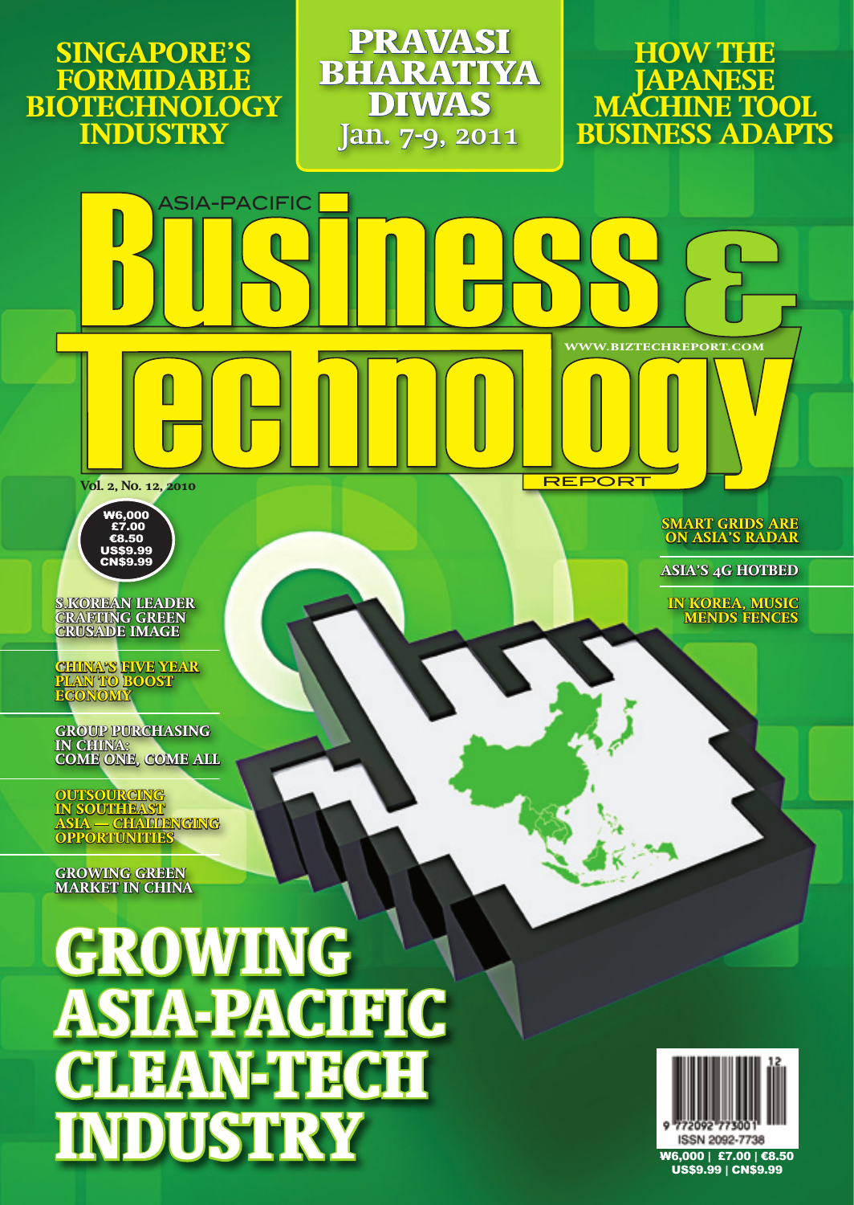SINGAPORE'S FORMIDABLE BIOTECHNOLOGY INDUSTRY

PRAVASI BHARATIYA DIWAS
Jan. 7-9, 2011

HOW THE JAPANESE MACHINE TOOL BUSINESS ADAPTS

# ASIA-PACIFIC Business & Technology REPORT

WWW.BIZTECHREPORT.COM

Vol. 2, No. 12, 2010

₩6,000
£7.00
€8.50
US$9.99
CN$9.99

S.KOREAN LEADER CRAFTING GREEN CRUSADE IMAGE

CHINA'S FIVE YEAR PLAN TO BOOST ECONOMY

GROUP PURCHASING IN CHINA: COME ONE, COME ALL

OUTSOURCING IN SOUTHEAST ASIA — CHALLENGING OPPORTUNITIES

GROWING GREEN MARKET IN CHINA

SMART GRIDS ARE ON ASIA'S RADAR

ASIA'S 4G HOTBED

IN KOREA, MUSIC MENDS FENCES

# GROWING ASIA-PACIFIC CLEAN-TECH INDUSTRY

9 772092 773001 12

ISSN 2092-7738

₩6,000 | £7.00 | €8.50
US$9.99 | CN$9.99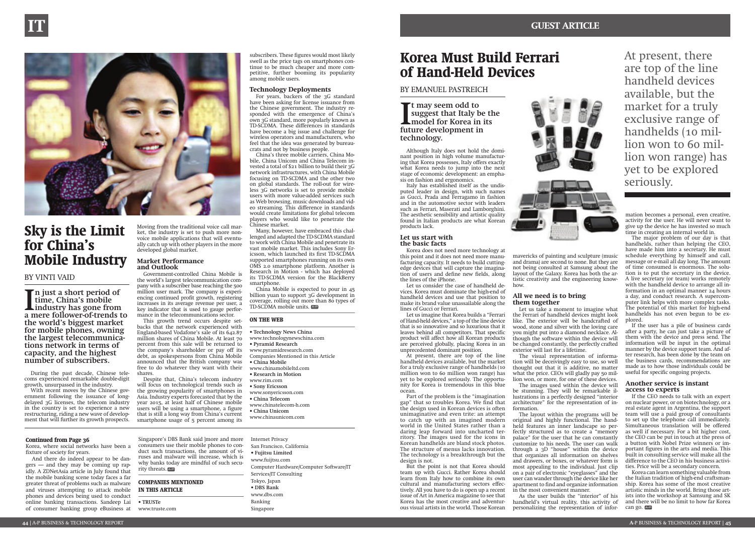# Sky is the Limit for China's Mobile Industry

BY VINTI VAID

**In just a short period of time, China's mobile industry has gone from a mere follower-of-trends to the world's biggest market for mobile phones, owning the largest telecommunications network in terms of capacity, and the highest number of subscribers.**

During the past decade, Chinese telecoms experienced remarkable double-digit growth, unsurpassed in the industry.

With recent moves by the Chinese government following the issuance of long-delayed 3G licenses, the telecom industry in the country is set to experience a new restructuring, riding a new wave of development that will further its growth prospects. Moving from the traditional voice call market, the industry is set to push more non-voice mobile applications that will eventually catch up with other players in the more developed global market.

## Market Performance and Outlook

Government-controlled China Mobile is the world's largest telecommunication company with a subscriber base reaching the 500 million user mark. The company is experiencing continued profit growth, registering increases in its average revenue per user, a key indicator that is used to gauge performance in the telecommunications sector.

This growth trend occurs despite setbacks that the network experienced with England-based Vodafone's sale of its 642.87 million shares of China Mobile. At least 70 percent from this sale will be returned to the company's shareholder or pay off its debt, as spokespersons from China Mobile announced that the British company was free to do whatever they want with their shares.

Despite that, China's telecom industry will focus on technological trends such as the growing popularity of smartphones in Asia. Industry experts forecasted that by the year 2015, at least half of Chinese mobile users will be using a smartphone, a figure that is still a long way from China's current smartphone usage of 5 percent among its subscribers. These figures would most likely swell as the price tags on smartphones continue to be much cheaper and more competitive, further booming its popularity among mobile users.

## Technology Deployments

For years, backers of the 3G standard have been asking for license issuance from the Chinese government. The industry responded with the emergence of China's own 3G standard, more popularly known as TD-SCDMA. These differences in standards have become a big issue and challenge for wireless operators and manufacturers, who feel that the idea was generated by bureaucrats and not by business people.

China's three mobile carriers, China Mobile, China Unicom and China Telecom invested a total of $21 billion to build their 3G network infrastructures, with China Mobile focusing on TD-SCDMA and the other two on global standards. The roll-out for wireless 3G networks is set to provide mobile users with more value-added services such as Web browsing, music downloads and video streaming. This difference in standards would create limitations for global telecom players who would like to penetrate the Chinese market.

Many, however, have embraced this challenged and adapted the TD-SCDMA standard to work with China Mobile and penetrate its vast mobile market. This includes Sony Ericsson, which launched its first TD-SCDMA supported smartphones running on its own OMS 2.0 smartphone platform. Another is Research in Motion - which has deployed its TD-SCDMA version for the BlackBerry smartphone.

China Mobile is expected to pour in 45 billion yuan to support 3G development in coverage, rolling out more than 80 types of TD-SCDMA mobile units.

### ON THE WEB

- **Technology News China**
  www.technologynewschina.com
- **Pyramid Research**
  www.pyramidresearch.com
  Companies Mentioned in this Article
- **China Mobile**
  www.chinamobileltd.com
- **Research in Motion**
  www.rim.com
- **Sony Ericsson**
  www.sonyericsson.com
- **China Telecom**
  www.chinatelecom-h.com
- **China Unicom**
  www.chinaunicom.com

**Continued from Page 36**

Korea, where social networks have been a fixture of society for years.

And there do indeed appear to be dangers — and they may be coming up rapidly. A ZDNetAsia article in July found that the mobile banking scene today faces a far greater threat of problems such as malware and viruses attempting to attack mobile phones and devices being used to conduct online banking transactions. Sandeep Lai of consumer banking group eBusiness at Singapore's DBS Bank said ]more and more consumers use their mobile phones to conduct such transactions, the amount of viruses and malware will increase, which is why banks today are mindful of such security threats.

### COMPANIES MENTIONED IN THIS ARTICLE

- **TRUSTe**
  www.truste.com
  Internet Privacy
  San Francisco, California
- **Fujitsu Limited**
  www.fujitsu.com
  Computer Hardware/Computer Software/IT Services/IT Consulting
  Tokyo, Japan
- **DBS Bank**
  www.dbs.com
  Banking
  Singapore

# Korea Must Build Ferrari of Hand-Held Devices

BY EMANUEL PASTREICH

**It may seem odd to suggest that Italy be the model for Korea in its future development in technology.**

Although Italy does not hold the dominant position in high volume manufacturing that Korea possesses, Italy offers exactly what Korea needs to jump into the next stage of economic development: an emphasis on fashion and ergonomics.

Italy has established itself as the undisputed leader in design, with such names as Gucci, Prada and Ferragamo in fashion and in the automotive sector with leaders such as Ferrari, Maserati and Lamborghini. The aesthetic sensibility and artistic quality found in Italian products are what Korean products lack.

## Let us start with the basic facts

Korea does not need more technology at this point and it does not need more manufacturing capacity. It needs to build cutting-edge devices that will capture the imagination of users and define new fields, along the lines of the iPhone.

Let us consider the case of handheld devices. Korea must dominate the high-end of handheld devices and use that position to make its brand value unassailable along the lines of Gucci or Ferrari.

Let us imagine that Korea builds a "Ferrari of Hand-held devices," a top of the line device that is so innovative and so luxurious that it leaves behind all competitors. That specific product will affect how all Korean products are perceived globally, placing Korea in an unprecedented dominant position.

At present, there are top of the line handheld devices available, but the market for a truly exclusive range of handhelds (10 million won to 60 million won range) has yet to be explored seriously. The opportunity for Korea is tremendous in this blue ocean.

Part of the problem is the "imagination gap" that so troubles Korea. We find that the design used in Korean devices is often unimaginative and even trite: an attempt to catch up with an imagined modern world in the United States rather than a daring leap forward into uncharted territory. The images used for the icons in Korean handhelds are bland stock photos. The structure of menus lacks innovation. The technology is a breakthrough but the design is not.

But the point is not that Korea should team up with Gucci. Rather Korea should learn from Italy how to combine its own cultural and manufacturing sectors effectively. All you have to do is open up a recent issue of Art in America magazine to see that Korea has the most creative and adventurous visual artists in the world. Those Korean mavericks of painting and sculpture (music and drama) are second to none. But they are not being consulted at Samsung about the layout of the Galaxy. Korea has both the artistic creativity and the engineering knowhow.

## All we need is to bring them together

Let us take a moment to imagine what the Ferrari of handheld devices might look like. The exterior will be handcrafted of wood, stone and silver with the loving care you might put into a diamond necklace. Although the software within the device will be changed constantly, the perfectly crafted exterior will last for a lifetime.

The visual representation of information will be deceivingly easy to use, so well thought out that it is additive, no matter what the price. CEOs will gladly pay 50 million won, or more, for one of these devices.

The images used within the device will be stunning. They will be remarkable illustrations in a perfectly designed "interior architecture" for the representation of information.

The layout within the programs will be original and highly functional. The handheld features an inner landscape so perfectly structured as to create a "memory palace" for the user that he can constantly customize to his needs. The user can walk through a 3D "house" within the device that organizes all information on shelves and drawers, or boxes, or whatever form is most appealing to the individual. Just clip on a pair of electronic "eyeglasses" and the user can wander through the device like her apartment to find and organize information in the most convenient manner.

As the user builds the "interior" of his handheld's virtual reality, this activity of personalizing the representation of information becomes a personal, even creative, activity for the user. He will never want to give up the device he has invested so much time in creating an internal world in.

> At present, there are top of the line handheld devices available, but the market for a truly exclusive range of handhelds (10 million won to 60 million won range) has yet to be explored seriously.

The major problem of our day is that handhelds, rather than helping the CEO, have made him into a secretary. He must schedule everything by himself and call, message or e-mail all day long. The amount of time consumed is enormous. The solution is to put the secretary in the device. A live secretary (or team) works remotely with the handheld device to arrange all information in an optimal manner 24 hours a day, and conduct research. A supercomputer link helps with more complex tasks. The potential of this market for high-end handhelds has not even begun to be explored.

If the user has a pile of business cards after a party, he can just take a picture of them with the device and press send. The information will be input in the optimal manner by the device support team. And after research, has been done by the team on the business cards, recommendations are made as to how those individuals could be useful for specific ongoing projects.

## Another service is instant access to experts

If the CEO needs to talk with an expert on nuclear power, or on biotechnology, or a real estate agent in Argentina, the support team will use a paid group of consultants to set up the telephone call immediately. Simultaneous translation will be offered as well if necessary. For a bit higher cost, the CEO can be put in touch at the press of a button with Nobel Prize winners or important figures in the arts and media. This built in consulting service will make all the difference to the CEO in his business activities. Price will be a secondary concern.

Korea can learn something valuable from the Italian tradition of high-end craftsmanship. Korea has some of the most creative artistic minds in the world. Bring those artists into the workshop at Samsung and SK and there will be no limit to how far Korea can go.